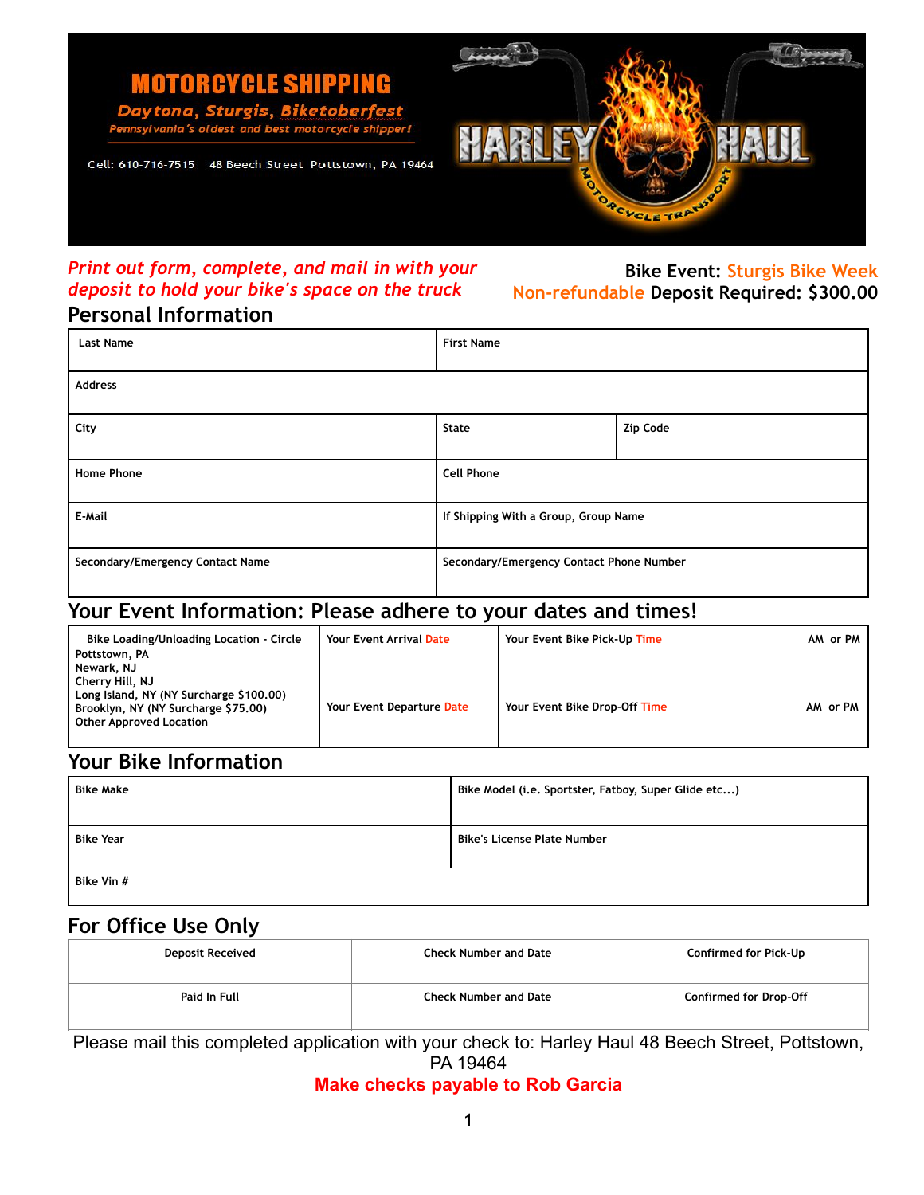# MOTORCYCLE SHIPPING

***Daytona, Sturgis, Biketoberfest***

*Pennsylvania's oldest and best motorcycle shipper!*

Cell: 610-716-7515 48 Beech Street Pottstown, PA 19464

HARLEY HAUL MOTORCYCLE TRANSPORT

*Print out form, complete, and mail in with your deposit to hold your bike's space on the truck*

**Bike Event: Sturgis Bike Week**

**Non-refundable Deposit Required: $300.00**

## Personal Information

| Last Name | First Name | |
|---|---|---|
| Address | | |
| City | State | Zip Code |
| Home Phone | Cell Phone | |
| E-Mail | If Shipping With a Group, Group Name | |
| Secondary/Emergency Contact Name | Secondary/Emergency Contact Phone Number | |

## Your Event Information: Please adhere to your dates and times!

| Bike Loading/Unloading Location - Circle | Your Event Arrival Date | Your Event Bike Pick-Up Time | AM or PM |
|---|---|---|---|
| Pottstown, PA<br>Newark, NJ<br>Cherry Hill, NJ<br>Long Island, NY (NY Surcharge $100.00)<br>Brooklyn, NY (NY Surcharge $75.00)<br>Other Approved Location | Your Event Departure Date | Your Event Bike Drop-Off Time | AM or PM |

## Your Bike Information

| Bike Make | Bike Model (i.e. Sportster, Fatboy, Super Glide etc...) |
|---|---|
| Bike Year | Bike's License Plate Number |
| Bike Vin # | |

## For Office Use Only

| Deposit Received | Check Number and Date | Confirmed for Pick-Up |
|---|---|---|
| Paid In Full | Check Number and Date | Confirmed for Drop-Off |

Please mail this completed application with your check to: Harley Haul 48 Beech Street, Pottstown, PA 19464

**Make checks payable to Rob Garcia**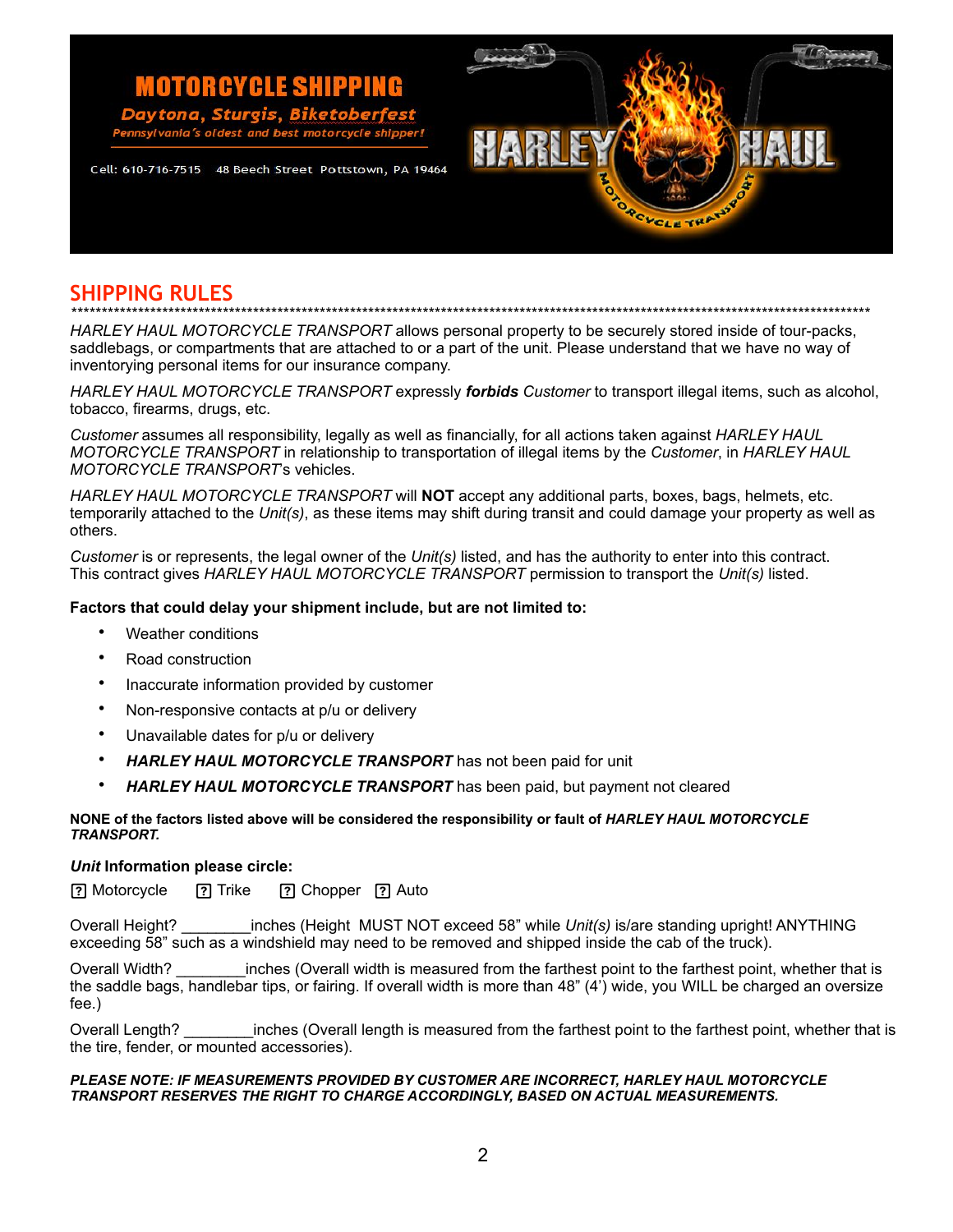MOTORCYCLE SHIPPING

*Daytona, Sturgis, Biketoberfest*

*Pennsylvania's oldest and best motorcycle shipper!*

Cell: 610-716-7515 48 Beech Street Pottstown, PA 19464

HARLEY HAUL MOTORCYCLE TRANSPORT

## SHIPPING RULES

*************************************************************************************************************************************

*HARLEY HAUL MOTORCYCLE TRANSPORT* allows personal property to be securely stored inside of tour-packs, saddlebags, or compartments that are attached to or a part of the unit. Please understand that we have no way of inventorying personal items for our insurance company.

*HARLEY HAUL MOTORCYCLE TRANSPORT* expressly ***forbids*** *Customer* to transport illegal items, such as alcohol, tobacco, firearms, drugs, etc.

*Customer* assumes all responsibility, legally as well as financially, for all actions taken against *HARLEY HAUL MOTORCYCLE TRANSPORT* in relationship to transportation of illegal items by the *Customer*, in *HARLEY HAUL MOTORCYCLE TRANSPORT*'s vehicles.

*HARLEY HAUL MOTORCYCLE TRANSPORT* will **NOT** accept any additional parts, boxes, bags, helmets, etc. temporarily attached to the *Unit(s)*, as these items may shift during transit and could damage your property as well as others.

*Customer* is or represents, the legal owner of the *Unit(s)* listed, and has the authority to enter into this contract. This contract gives *HARLEY HAUL MOTORCYCLE TRANSPORT* permission to transport the *Unit(s)* listed.

**Factors that could delay your shipment include, but are not limited to:**

- Weather conditions
- Road construction
- Inaccurate information provided by customer
- Non-responsive contacts at p/u or delivery
- Unavailable dates for p/u or delivery
- ***HARLEY HAUL MOTORCYCLE TRANSPORT*** has not been paid for unit
- ***HARLEY HAUL MOTORCYCLE TRANSPORT*** has been paid, but payment not cleared

**NONE of the factors listed above will be considered the responsibility or fault of *HARLEY HAUL MOTORCYCLE TRANSPORT.***

***Unit*** **Information please circle:**

☐ Motorcycle ☐ Trike ☐ Chopper ☐ Auto

Overall Height? ________inches (Height MUST NOT exceed 58" while *Unit(s)* is/are standing upright! ANYTHING exceeding 58" such as a windshield may need to be removed and shipped inside the cab of the truck).

Overall Width? ________inches (Overall width is measured from the farthest point to the farthest point, whether that is the saddle bags, handlebar tips, or fairing. If overall width is more than 48" (4') wide, you WILL be charged an oversize fee.)

Overall Length? ________inches (Overall length is measured from the farthest point to the farthest point, whether that is the tire, fender, or mounted accessories).

***PLEASE NOTE: IF MEASUREMENTS PROVIDED BY CUSTOMER ARE INCORRECT, HARLEY HAUL MOTORCYCLE TRANSPORT RESERVES THE RIGHT TO CHARGE ACCORDINGLY, BASED ON ACTUAL MEASUREMENTS.***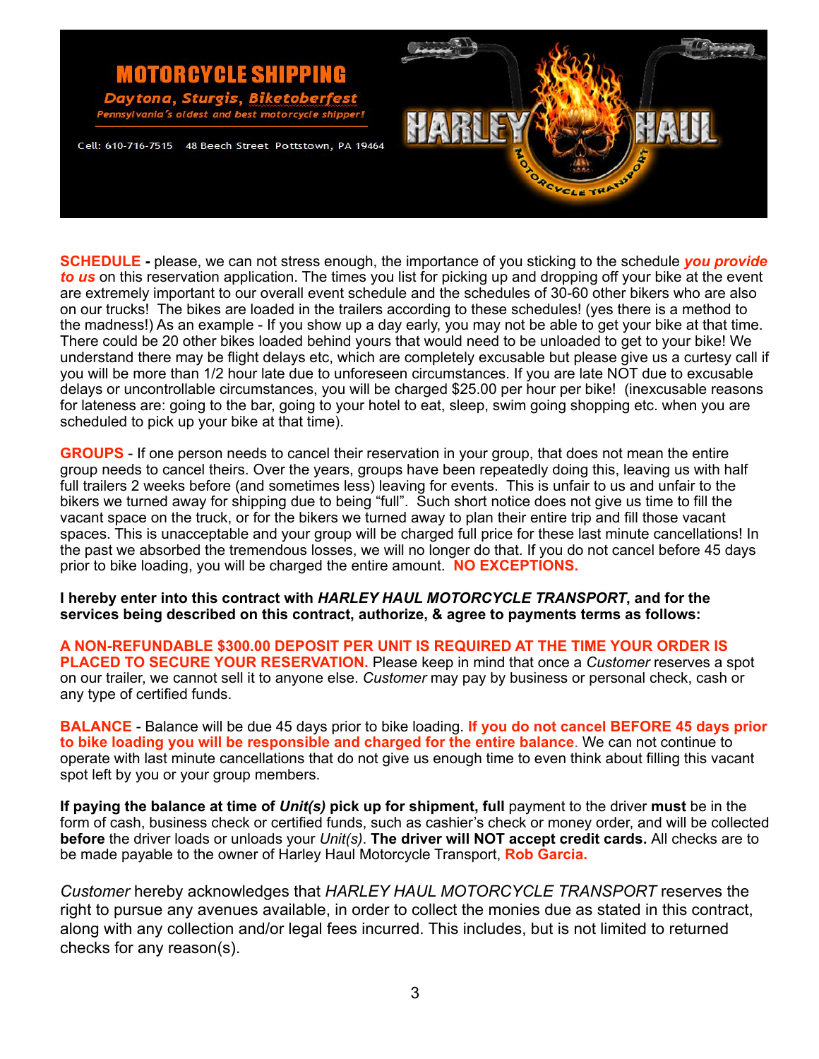# MOTORCYCLE SHIPPING

**Daytona, Sturgis, Biketoberfest**

*Pennsylvania's oldest and best motorcycle shipper!*

Cell: 610-716-7515 48 Beech Street Pottstown, PA 19464

**HARLEY HAUL** MOTORCYCLE TRANSPORT

**SCHEDULE -** please, we can not stress enough, the importance of you sticking to the schedule ***you provide to us*** on this reservation application. The times you list for picking up and dropping off your bike at the event are extremely important to our overall event schedule and the schedules of 30-60 other bikers who are also on our trucks! The bikes are loaded in the trailers according to these schedules! (yes there is a method to the madness!) As an example - If you show up a day early, you may not be able to get your bike at that time. There could be 20 other bikes loaded behind yours that would need to be unloaded to get to your bike! We understand there may be flight delays etc, which are completely excusable but please give us a curtesy call if you will be more than 1/2 hour late due to unforeseen circumstances. If you are late NOT due to excusable delays or uncontrollable circumstances, you will be charged $25.00 per hour per bike! (inexcusable reasons for lateness are: going to the bar, going to your hotel to eat, sleep, swim going shopping etc. when you are scheduled to pick up your bike at that time).

**GROUPS** - If one person needs to cancel their reservation in your group, that does not mean the entire group needs to cancel theirs. Over the years, groups have been repeatedly doing this, leaving us with half full trailers 2 weeks before (and sometimes less) leaving for events. This is unfair to us and unfair to the bikers we turned away for shipping due to being "full". Such short notice does not give us time to fill the vacant space on the truck, or for the bikers we turned away to plan their entire trip and fill those vacant spaces. This is unacceptable and your group will be charged full price for these last minute cancellations! In the past we absorbed the tremendous losses, we will no longer do that. If you do not cancel before 45 days prior to bike loading, you will be charged the entire amount. **NO EXCEPTIONS.**

**I hereby enter into this contract with *HARLEY HAUL MOTORCYCLE TRANSPORT*, and for the services being described on this contract, authorize, & agree to payments terms as follows:**

**A NON-REFUNDABLE $300.00 DEPOSIT PER UNIT IS REQUIRED AT THE TIME YOUR ORDER IS PLACED TO SECURE YOUR RESERVATION.** Please keep in mind that once a *Customer* reserves a spot on our trailer, we cannot sell it to anyone else. *Customer* may pay by business or personal check, cash or any type of certified funds.

**BALANCE** - Balance will be due 45 days prior to bike loading. **If you do not cancel BEFORE 45 days prior to bike loading you will be responsible and charged for the entire balance**. We can not continue to operate with last minute cancellations that do not give us enough time to even think about filling this vacant spot left by you or your group members.

**If paying the balance at time of *Unit(s)* pick up for shipment, full** payment to the driver **must** be in the form of cash, business check or certified funds, such as cashier's check or money order, and will be collected **before** the driver loads or unloads your *Unit(s)*. **The driver will NOT accept credit cards.** All checks are to be made payable to the owner of Harley Haul Motorcycle Transport, **Rob Garcia.**

*Customer* hereby acknowledges that *HARLEY HAUL MOTORCYCLE TRANSPORT* reserves the right to pursue any avenues available, in order to collect the monies due as stated in this contract, along with any collection and/or legal fees incurred. This includes, but is not limited to returned checks for any reason(s).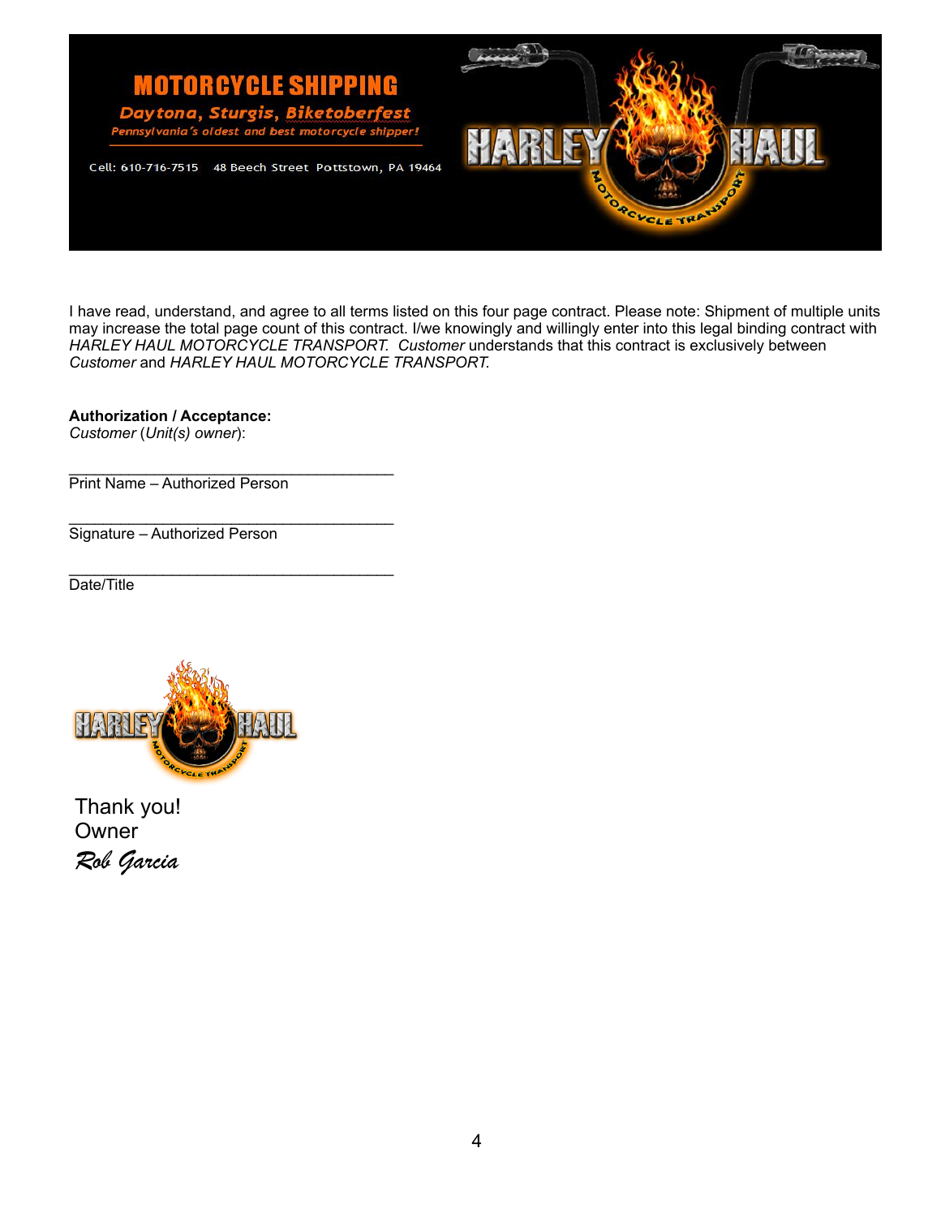**MOTORCYCLE SHIPPING**

*Daytona, Sturgis, Biketoberfest*

*Pennsylvania's oldest and best motorcycle shipper!*

Cell: 610-716-7515    48 Beech Street Pottstown, PA 19464

HARLEY HAUL MOTORCYCLE TRANSPORT

I have read, understand, and agree to all terms listed on this four page contract. Please note: Shipment of multiple units may increase the total page count of this contract. I/we knowingly and willingly enter into this legal binding contract with *HARLEY HAUL MOTORCYCLE TRANSPORT. Customer* understands that this contract is exclusively between *Customer* and *HARLEY HAUL MOTORCYCLE TRANSPORT.*

**Authorization / Acceptance:**
*Customer* (*Unit(s) owner*):

_______________________________________
Print Name – Authorized Person

_______________________________________
Signature – Authorized Person

_______________________________________
Date/Title

HARLEY HAUL MOTORCYCLE TRANSPORT

Thank you!
Owner
*Rob Garcia*